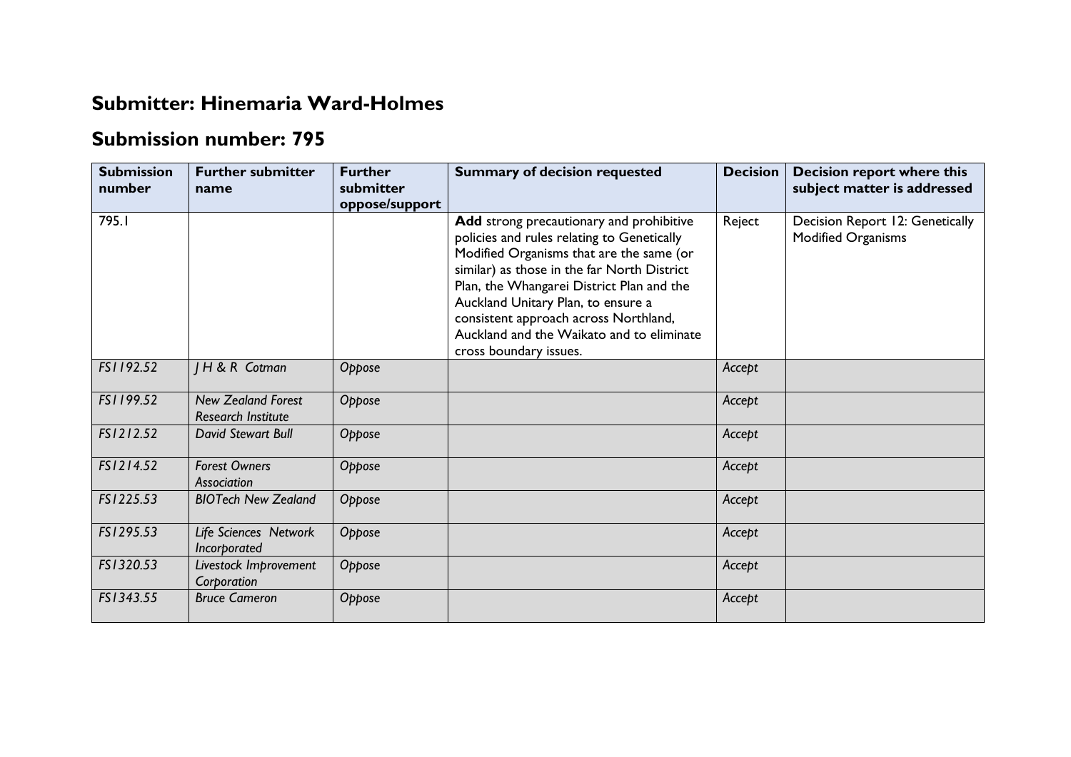## Submitter: Hinemaria Ward-Holmes

## Submission number: 795

| Submission number | Further submitter name | Further submitter oppose/support | Summary of decision requested | Decision | Decision report where this subject matter is addressed |
|---|---|---|---|---|---|
| 795.1 | | | **Add** strong precautionary and prohibitive policies and rules relating to Genetically Modified Organisms that are the same (or similar) as those in the far North District Plan, the Whangarei District Plan and the Auckland Unitary Plan, to ensure a consistent approach across Northland, Auckland and the Waikato and to eliminate cross boundary issues. | Reject | Decision Report 12: Genetically Modified Organisms |
| *FS1192.52* | *J H & R Cotman* | *Oppose* | | *Accept* | |
| *FS1199.52* | *New Zealand Forest Research Institute* | *Oppose* | | *Accept* | |
| *FS1212.52* | *David Stewart Bull* | *Oppose* | | *Accept* | |
| *FS1214.52* | *Forest Owners Association* | *Oppose* | | *Accept* | |
| *FS1225.53* | *BIOTech New Zealand* | *Oppose* | | *Accept* | |
| *FS1295.53* | *Life Sciences Network Incorporated* | *Oppose* | | *Accept* | |
| *FS1320.53* | *Livestock Improvement Corporation* | *Oppose* | | *Accept* | |
| *FS1343.55* | *Bruce Cameron* | *Oppose* | | *Accept* | |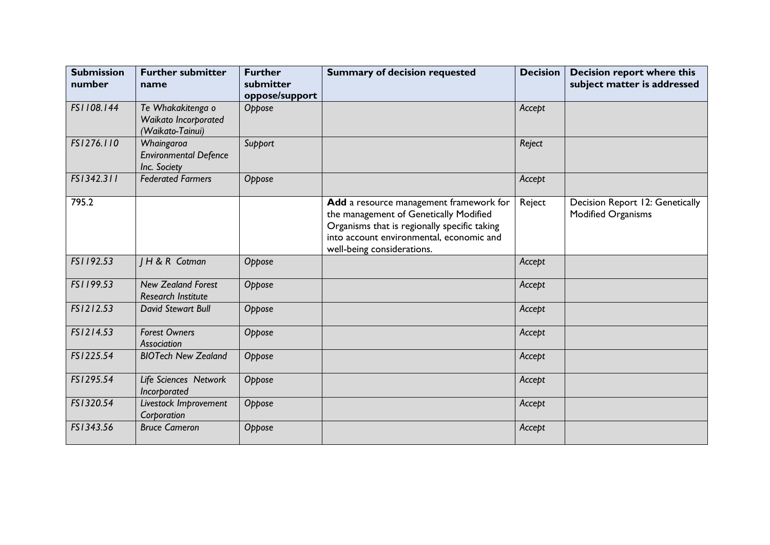| Submission number | Further submitter name | Further submitter oppose/support | Summary of decision requested | Decision | Decision report where this subject matter is addressed |
|---|---|---|---|---|---|
| *FS1108.144* | *Te Whakakitenga o Waikato Incorporated (Waikato-Tainui)* | *Oppose* | | *Accept* | |
| *FS1276.110* | *Whaingaroa Environmental Defence Inc. Society* | *Support* | | *Reject* | |
| *FS1342.311* | *Federated Farmers* | *Oppose* | | *Accept* | |
| 795.2 | | | **Add** a resource management framework for the management of Genetically Modified Organisms that is regionally specific taking into account environmental, economic and well-being considerations. | Reject | Decision Report 12: Genetically Modified Organisms |
| *FS1192.53* | *J H & R Cotman* | *Oppose* | | *Accept* | |
| *FS1199.53* | *New Zealand Forest Research Institute* | *Oppose* | | *Accept* | |
| *FS1212.53* | *David Stewart Bull* | *Oppose* | | *Accept* | |
| *FS1214.53* | *Forest Owners Association* | *Oppose* | | *Accept* | |
| *FS1225.54* | *BIOTech New Zealand* | *Oppose* | | *Accept* | |
| *FS1295.54* | *Life Sciences Network Incorporated* | *Oppose* | | *Accept* | |
| *FS1320.54* | *Livestock Improvement Corporation* | *Oppose* | | *Accept* | |
| *FS1343.56* | *Bruce Cameron* | *Oppose* | | *Accept* | |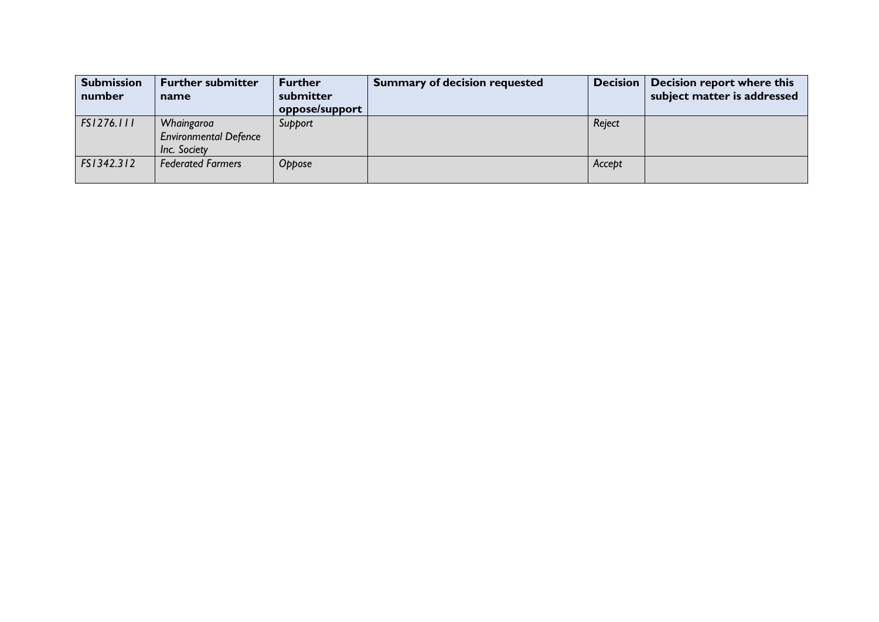| Submission number | Further submitter name | Further submitter oppose/support | Summary of decision requested | Decision | Decision report where this subject matter is addressed |
|---|---|---|---|---|---|
| *FS1276.111* | *Whaingaroa Environmental Defence Inc. Society* | *Support* | | *Reject* | |
| *FS1342.312* | *Federated Farmers* | *Oppose* | | *Accept* | |